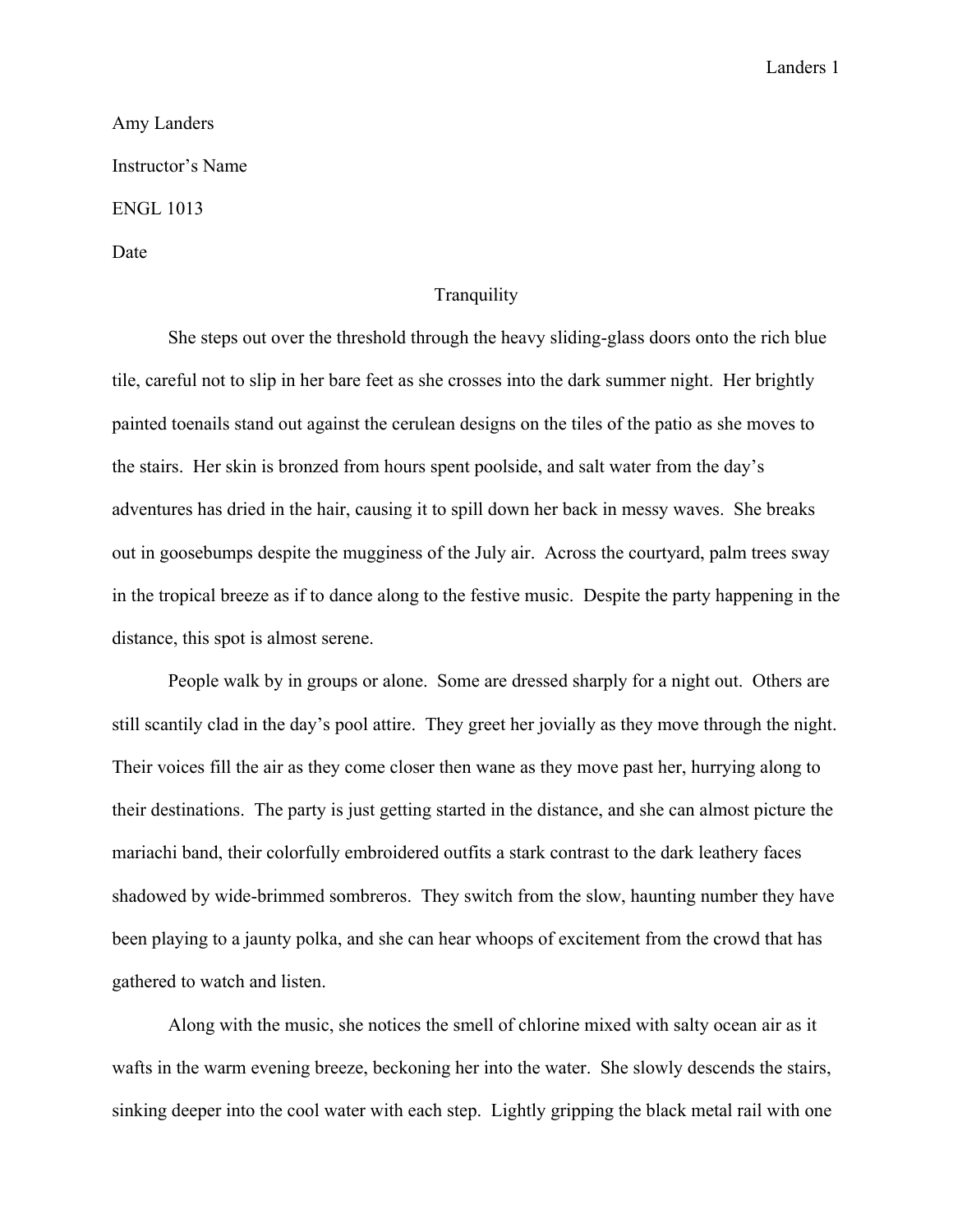Amy Landers

Instructor's Name

ENGL 1013

Date

# Tranquility

She steps out over the threshold through the heavy sliding-glass doors onto the rich blue tile, careful not to slip in her bare feet as she crosses into the dark summer night. Her brightly painted toenails stand out against the cerulean designs on the tiles of the patio as she moves to the stairs. Her skin is bronzed from hours spent poolside, and salt water from the day's adventures has dried in the hair, causing it to spill down her back in messy waves. She breaks out in goosebumps despite the mugginess of the July air. Across the courtyard, palm trees sway in the tropical breeze as if to dance along to the festive music. Despite the party happening in the distance, this spot is almost serene.

People walk by in groups or alone. Some are dressed sharply for a night out. Others are still scantily clad in the day's pool attire. They greet her jovially as they move through the night. Their voices fill the air as they come closer then wane as they move past her, hurrying along to their destinations. The party is just getting started in the distance, and she can almost picture the mariachi band, their colorfully embroidered outfits a stark contrast to the dark leathery faces shadowed by wide-brimmed sombreros. They switch from the slow, haunting number they have been playing to a jaunty polka, and she can hear whoops of excitement from the crowd that has gathered to watch and listen.

Along with the music, she notices the smell of chlorine mixed with salty ocean air as it wafts in the warm evening breeze, beckoning her into the water. She slowly descends the stairs, sinking deeper into the cool water with each step. Lightly gripping the black metal rail with one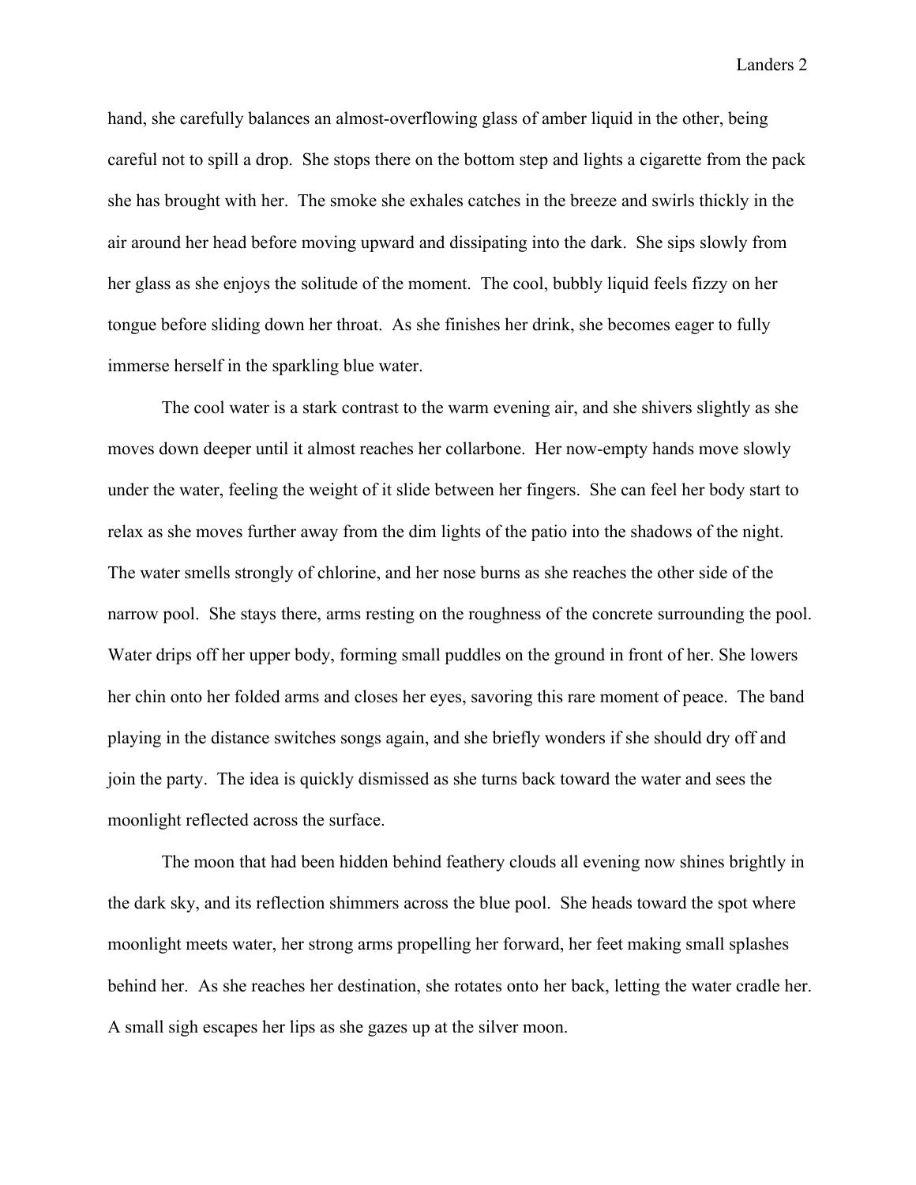hand, she carefully balances an almost-overflowing glass of amber liquid in the other, being careful not to spill a drop. She stops there on the bottom step and lights a cigarette from the pack she has brought with her. The smoke she exhales catches in the breeze and swirls thickly in the air around her head before moving upward and dissipating into the dark. She sips slowly from her glass as she enjoys the solitude of the moment. The cool, bubbly liquid feels fizzy on her tongue before sliding down her throat. As she finishes her drink, she becomes eager to fully immerse herself in the sparkling blue water.

The cool water is a stark contrast to the warm evening air, and she shivers slightly as she moves down deeper until it almost reaches her collarbone. Her now-empty hands move slowly under the water, feeling the weight of it slide between her fingers. She can feel her body start to relax as she moves further away from the dim lights of the patio into the shadows of the night. The water smells strongly of chlorine, and her nose burns as she reaches the other side of the narrow pool. She stays there, arms resting on the roughness of the concrete surrounding the pool. Water drips off her upper body, forming small puddles on the ground in front of her. She lowers her chin onto her folded arms and closes her eyes, savoring this rare moment of peace. The band playing in the distance switches songs again, and she briefly wonders if she should dry off and join the party. The idea is quickly dismissed as she turns back toward the water and sees the moonlight reflected across the surface.

The moon that had been hidden behind feathery clouds all evening now shines brightly in the dark sky, and its reflection shimmers across the blue pool. She heads toward the spot where moonlight meets water, her strong arms propelling her forward, her feet making small splashes behind her. As she reaches her destination, she rotates onto her back, letting the water cradle her. A small sigh escapes her lips as she gazes up at the silver moon.